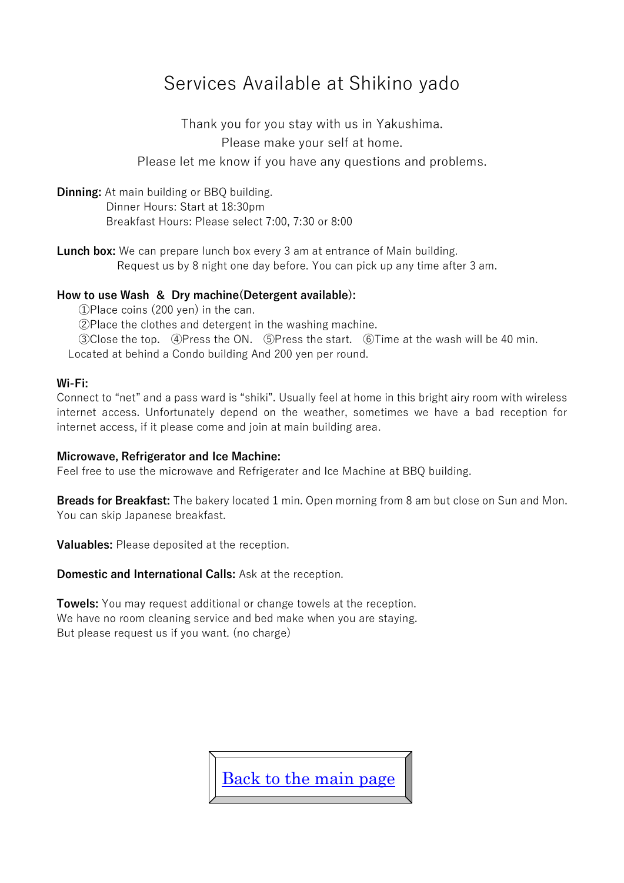# Services Available at Shikino yado

Thank you for you stay with us in Yakushima.
Please make your self at home.
Please let me know if you have any questions and problems.

**Dinning:** At main building or BBQ building.
Dinner Hours: Start at 18:30pm
Breakfast Hours: Please select 7:00, 7:30 or 8:00

**Lunch box:** We can prepare lunch box every 3 am at entrance of Main building.
Request us by 8 night one day before. You can pick up any time after 3 am.

**How to use Wash ＆ Dry machine(Detergent available):**
①Place coins (200 yen) in the can.
②Place the clothes and detergent in the washing machine.
③Close the top. ④Press the ON. ⑤Press the start. ⑥Time at the wash will be 40 min.
Located at behind a Condo building And 200 yen per round.

**Wi-Fi:**
Connect to "net" and a pass ward is "shiki". Usually feel at home in this bright airy room with wireless internet access. Unfortunately depend on the weather, sometimes we have a bad reception for internet access, if it please come and join at main building area.

**Microwave, Refrigerator and Ice Machine:**
Feel free to use the microwave and Refrigerater and Ice Machine at BBQ building.

**Breads for Breakfast:** The bakery located 1 min. Open morning from 8 am but close on Sun and Mon. You can skip Japanese breakfast.

**Valuables:** Please deposited at the reception.

**Domestic and International Calls:** Ask at the reception.

**Towels:** You may request additional or change towels at the reception.
We have no room cleaning service and bed make when you are staying.
But please request us if you want. (no charge)

Back to the main page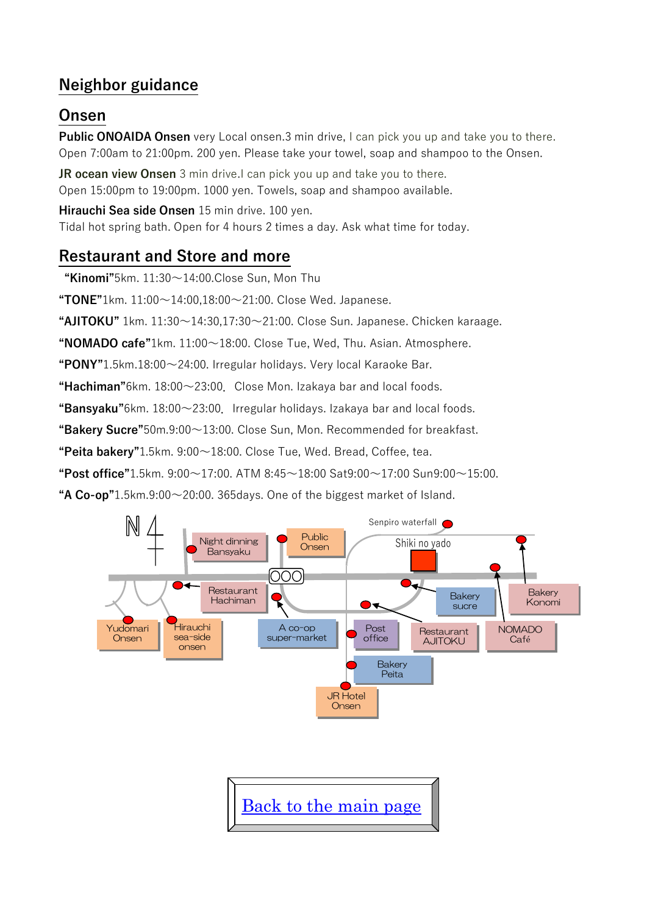# Neighbor guidance

## Onsen

**Public ONOAIDA Onsen** very Local onsen.3 min drive, I can pick you up and take you to there.
Open 7:00am to 21:00pm. 200 yen. Please take your towel, soap and shampoo to the Onsen.

**JR ocean view Onsen** 3 min drive.I can pick you up and take you to there.
Open 15:00pm to 19:00pm. 1000 yen. Towels, soap and shampoo available.

**Hirauchi Sea side Onsen** 15 min drive. 100 yen.
Tidal hot spring bath. Open for 4 hours 2 times a day. Ask what time for today.

## Restaurant and Store and more

**"Kinomi"**5km. 11:30～14:00.Close Sun, Mon Thu

**"TONE"**1km. 11:00～14:00,18:00～21:00. Close Wed. Japanese.

**"AJITOKU"** 1km. 11:30～14:30,17:30～21:00. Close Sun. Japanese. Chicken karaage.

**"NOMADO cafe"**1km. 11:00～18:00. Close Tue, Wed, Thu. Asian. Atmosphere.

**"PONY"**1.5km.18:00～24:00. Irregular holidays. Very local Karaoke Bar.

**"Hachiman"**6km. 18:00～23:00. Close Mon. Izakaya bar and local foods.

**"Bansyaku"**6km. 18:00～23:00. Irregular holidays. Izakaya bar and local foods.

**"Bakery Sucre"**50m.9:00～13:00. Close Sun, Mon. Recommended for breakfast.

**"Peita bakery"**1.5km. 9:00～18:00. Close Tue, Wed. Bread, Coffee, tea.

**"Post office"**1.5km. 9:00～17:00. ATM 8:45～18:00 Sat9:00～17:00 Sun9:00～15:00.

**"A Co-op"**1.5km.9:00～20:00. 365days. One of the biggest market of Island.

N
Senpiro waterfall
Night dinning Bansyaku
Public Onsen
Shiki no yado
Restaurant Hachiman
Bakery sucre
Bakery Konomi
Yudomari Onsen
Hirauchi sea-side onsen
A co-op super-market
Post office
Restaurant AJITOKU
NOMADO Café
Bakery Peita
JR Hotel Onsen

[Back to the main page]